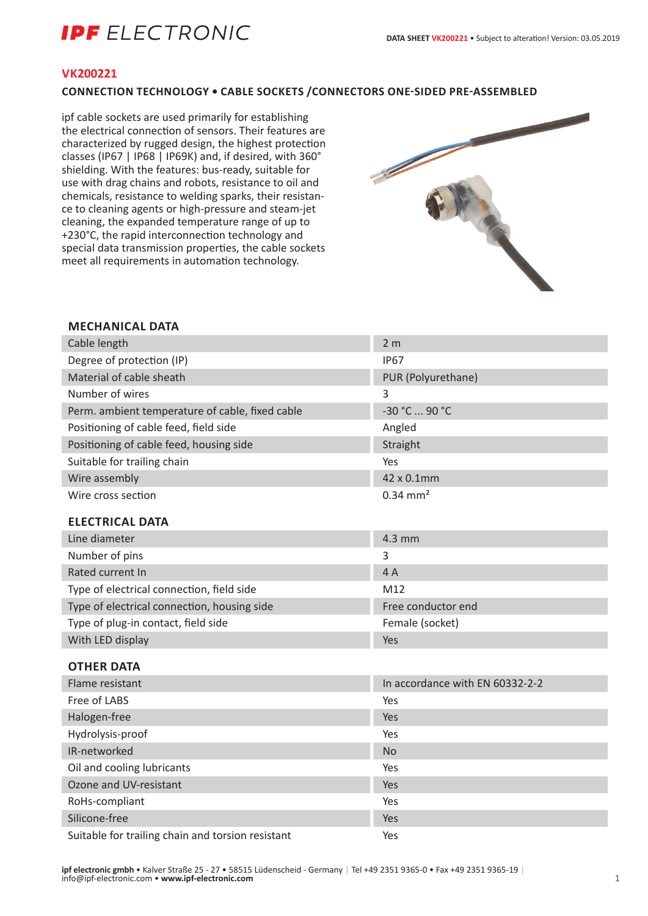# IPF ELECTRONIC

DATA SHEET VK200221 • Subject to alteration! Version: 03.05.2019

## VK200221

### CONNECTION TECHNOLOGY • CABLE SOCKETS /CONNECTORS ONE-SIDED PRE-ASSEMBLED

ipf cable sockets are used primarily for establishing the electrical connection of sensors. Their features are characterized by rugged design, the highest protection classes (IP67 | IP68 | IP69K) and, if desired, with 360° shielding. With the features: bus-ready, suitable for use with drag chains and robots, resistance to oil and chemicals, resistance to welding sparks, their resistance to cleaning agents or high-pressure and steam-jet cleaning, the expanded temperature range of up to +230°C, the rapid interconnection technology and special data transmission properties, the cable sockets meet all requirements in automation technology.

### MECHANICAL DATA

| | |
|---|---|
| Cable length | 2 m |
| Degree of protection (IP) | IP67 |
| Material of cable sheath | PUR (Polyurethane) |
| Number of wires | 3 |
| Perm. ambient temperature of cable, fixed cable | -30 °C ... 90 °C |
| Positioning of cable feed, field side | Angled |
| Positioning of cable feed, housing side | Straight |
| Suitable for trailing chain | Yes |
| Wire assembly | 42 x 0.1mm |
| Wire cross section | 0.34 mm² |

### ELECTRICAL DATA

| | |
|---|---|
| Line diameter | 4.3 mm |
| Number of pins | 3 |
| Rated current In | 4 A |
| Type of electrical connection, field side | M12 |
| Type of electrical connection, housing side | Free conductor end |
| Type of plug-in contact, field side | Female (socket) |
| With LED display | Yes |

### OTHER DATA

| | |
|---|---|
| Flame resistant | In accordance with EN 60332-2-2 |
| Free of LABS | Yes |
| Halogen-free | Yes |
| Hydrolysis-proof | Yes |
| IR-networked | No |
| Oil and cooling lubricants | Yes |
| Ozone and UV-resistant | Yes |
| RoHs-compliant | Yes |
| Silicone-free | Yes |
| Suitable for trailing chain and torsion resistant | Yes |

**ipf electronic gmbh** • Kalver Straße 25 - 27 • 58515 Lüdenscheid - Germany | Tel +49 2351 9365-0 • Fax +49 2351 9365-19 | info@ipf-electronic.com • **www.ipf-electronic.com**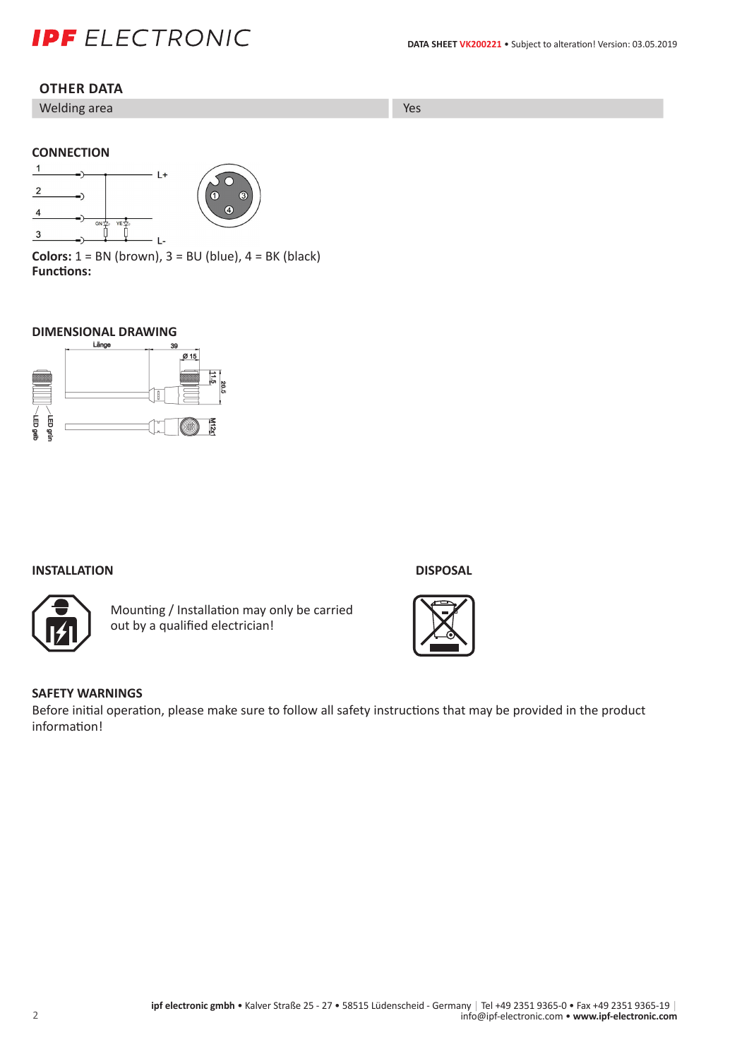## OTHER DATA

| | |
|---|---|
| Welding area | Yes |

## CONNECTION

1
2
4
3
L+
L-
GN
YE
1
3
4

**Colors:** 1 = BN (brown), 3 = BU (blue), 4 = BK (black)
**Functions:**

## DIMENSIONAL DRAWING

Länge
39
Ø 15
11.5
20.6
M12x1
LED gelb
LED grün

## INSTALLATION

Mounting / Installation may only be carried out by a qualified electrician!

## DISPOSAL

## SAFETY WARNINGS

Before initial operation, please make sure to follow all safety instructions that may be provided in the product information!